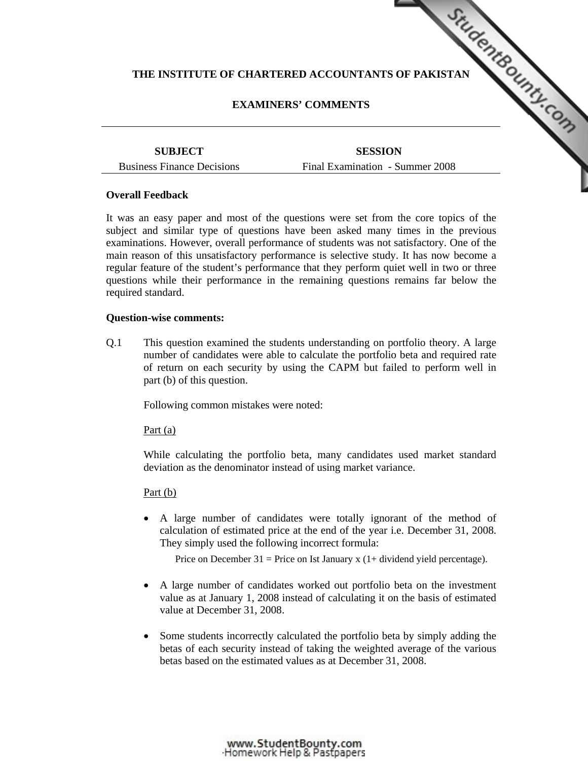**THE INSTITUTE OF CHARTERED ACCOUNTANTS OF PAKISTAN**

**EXAMINERS' COMMENTS**

| SUBJECT | SESSION |
|---|---|
| Business Finance Decisions | Final Examination - Summer 2008 |

**Overall Feedback**

It was an easy paper and most of the questions were set from the core topics of the subject and similar type of questions have been asked many times in the previous examinations. However, overall performance of students was not satisfactory. One of the main reason of this unsatisfactory performance is selective study. It has now become a regular feature of the student's performance that they perform quiet well in two or three questions while their performance in the remaining questions remains far below the required standard.

**Question-wise comments:**

Q.1 This question examined the students understanding on portfolio theory. A large number of candidates were able to calculate the portfolio beta and required rate of return on each security by using the CAPM but failed to perform well in part (b) of this question.

Following common mistakes were noted:

Part (a)

While calculating the portfolio beta, many candidates used market standard deviation as the denominator instead of using market variance.

Part (b)

- A large number of candidates were totally ignorant of the method of calculation of estimated price at the end of the year i.e. December 31, 2008. They simply used the following incorrect formula:

  Price on December 31 = Price on Ist January x (1+ dividend yield percentage).

- A large number of candidates worked out portfolio beta on the investment value as at January 1, 2008 instead of calculating it on the basis of estimated value at December 31, 2008.

- Some students incorrectly calculated the portfolio beta by simply adding the betas of each security instead of taking the weighted average of the various betas based on the estimated values as at December 31, 2008.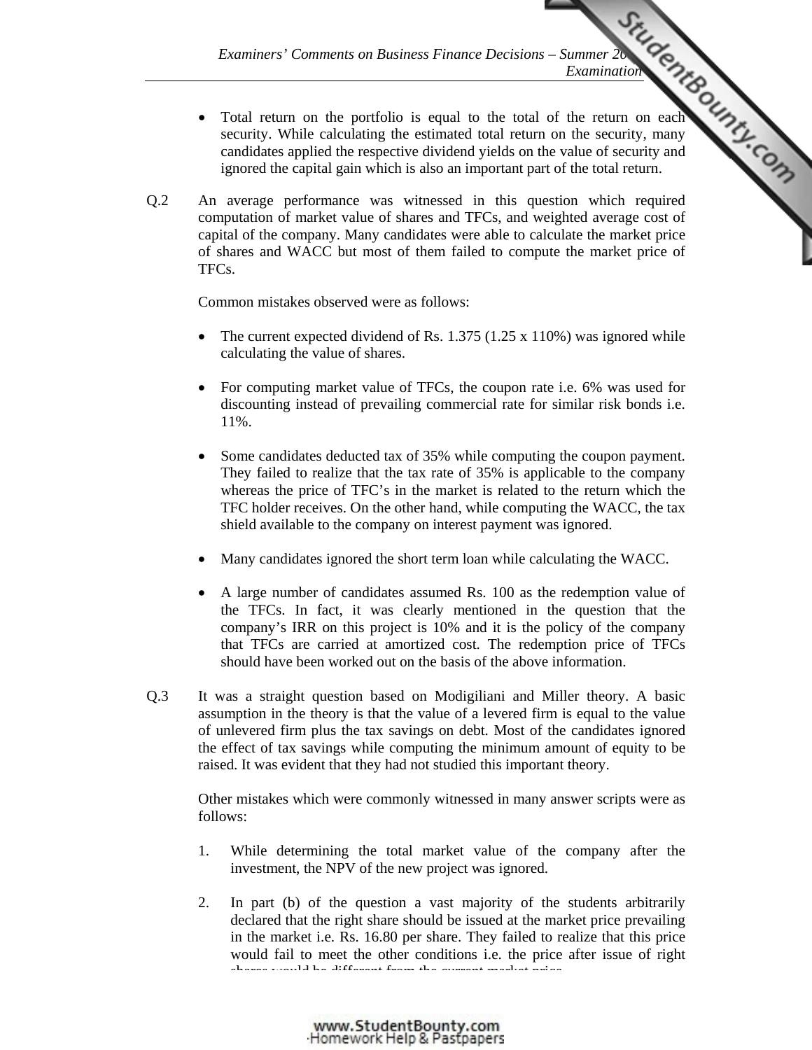- Total return on the portfolio is equal to the total of the return on each security. While calculating the estimated total return on the security, many candidates applied the respective dividend yields on the value of security and ignored the capital gain which is also an important part of the total return.

Q.2 An average performance was witnessed in this question which required computation of market value of shares and TFCs, and weighted average cost of capital of the company. Many candidates were able to calculate the market price of shares and WACC but most of them failed to compute the market price of TFCs.

Common mistakes observed were as follows:

- The current expected dividend of Rs. 1.375 (1.25 x 110%) was ignored while calculating the value of shares.
- For computing market value of TFCs, the coupon rate i.e. 6% was used for discounting instead of prevailing commercial rate for similar risk bonds i.e. 11%.
- Some candidates deducted tax of 35% while computing the coupon payment. They failed to realize that the tax rate of 35% is applicable to the company whereas the price of TFC's in the market is related to the return which the TFC holder receives. On the other hand, while computing the WACC, the tax shield available to the company on interest payment was ignored.
- Many candidates ignored the short term loan while calculating the WACC.
- A large number of candidates assumed Rs. 100 as the redemption value of the TFCs. In fact, it was clearly mentioned in the question that the company's IRR on this project is 10% and it is the policy of the company that TFCs are carried at amortized cost. The redemption price of TFCs should have been worked out on the basis of the above information.

Q.3 It was a straight question based on Modigiliani and Miller theory. A basic assumption in the theory is that the value of a levered firm is equal to the value of unlevered firm plus the tax savings on debt. Most of the candidates ignored the effect of tax savings while computing the minimum amount of equity to be raised. It was evident that they had not studied this important theory.

Other mistakes which were commonly witnessed in many answer scripts were as follows:

1. While determining the total market value of the company after the investment, the NPV of the new project was ignored.
2. In part (b) of the question a vast majority of the students arbitrarily declared that the right share should be issued at the market price prevailing in the market i.e. Rs. 16.80 per share. They failed to realize that this price would fail to meet the other conditions i.e. the price after issue of right shares would be different from the current market price.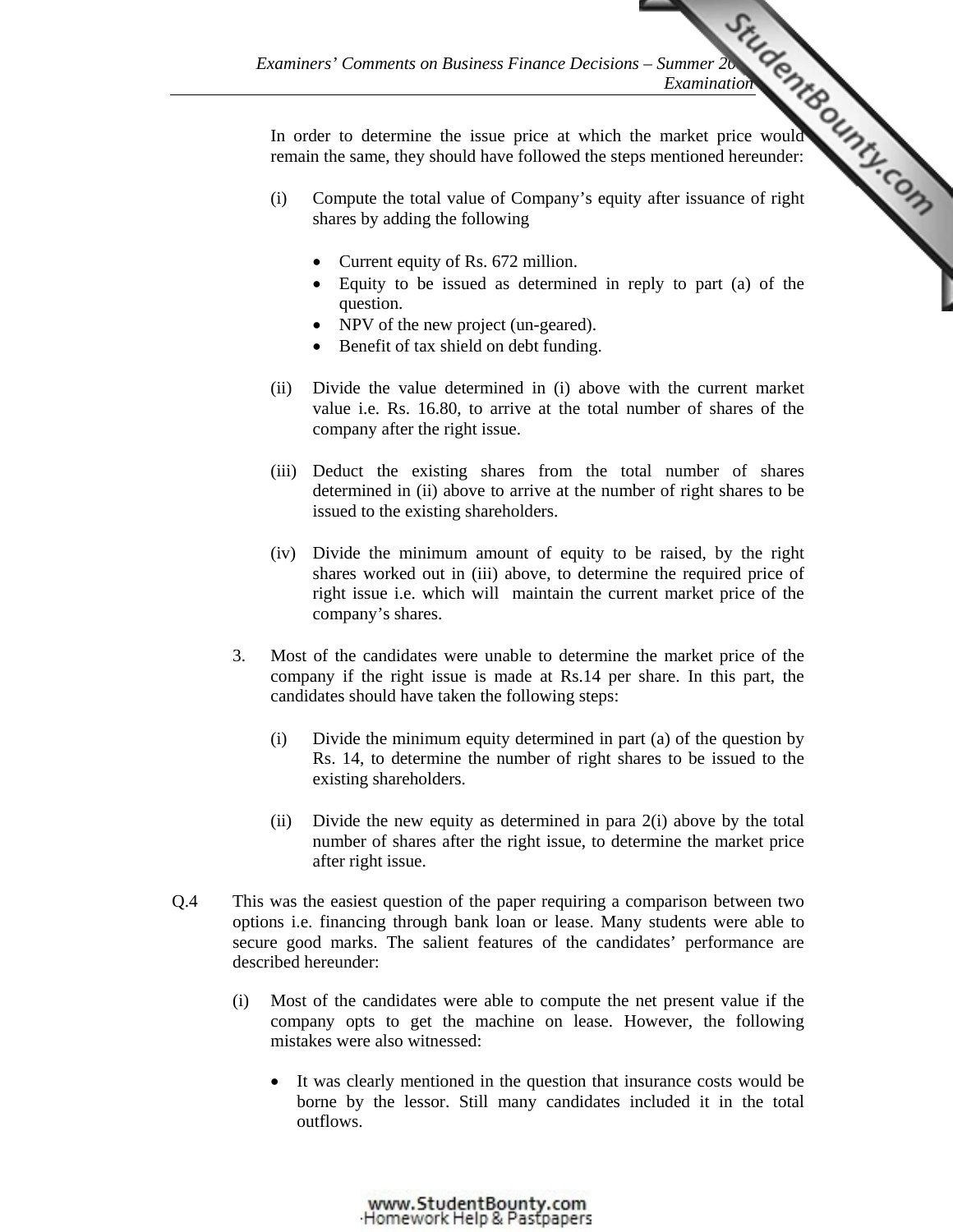In order to determine the issue price at which the market price would remain the same, they should have followed the steps mentioned hereunder:

(i) Compute the total value of Company's equity after issuance of right shares by adding the following

- Current equity of Rs. 672 million.
- Equity to be issued as determined in reply to part (a) of the question.
- NPV of the new project (un-geared).
- Benefit of tax shield on debt funding.

(ii) Divide the value determined in (i) above with the current market value i.e. Rs. 16.80, to arrive at the total number of shares of the company after the right issue.

(iii) Deduct the existing shares from the total number of shares determined in (ii) above to arrive at the number of right shares to be issued to the existing shareholders.

(iv) Divide the minimum amount of equity to be raised, by the right shares worked out in (iii) above, to determine the required price of right issue i.e. which will maintain the current market price of the company's shares.

3. Most of the candidates were unable to determine the market price of the company if the right issue is made at Rs.14 per share. In this part, the candidates should have taken the following steps:

(i) Divide the minimum equity determined in part (a) of the question by Rs. 14, to determine the number of right shares to be issued to the existing shareholders.

(ii) Divide the new equity as determined in para 2(i) above by the total number of shares after the right issue, to determine the market price after right issue.

Q.4 This was the easiest question of the paper requiring a comparison between two options i.e. financing through bank loan or lease. Many students were able to secure good marks. The salient features of the candidates' performance are described hereunder:

(i) Most of the candidates were able to compute the net present value if the company opts to get the machine on lease. However, the following mistakes were also witnessed:

- It was clearly mentioned in the question that insurance costs would be borne by the lessor. Still many candidates included it in the total outflows.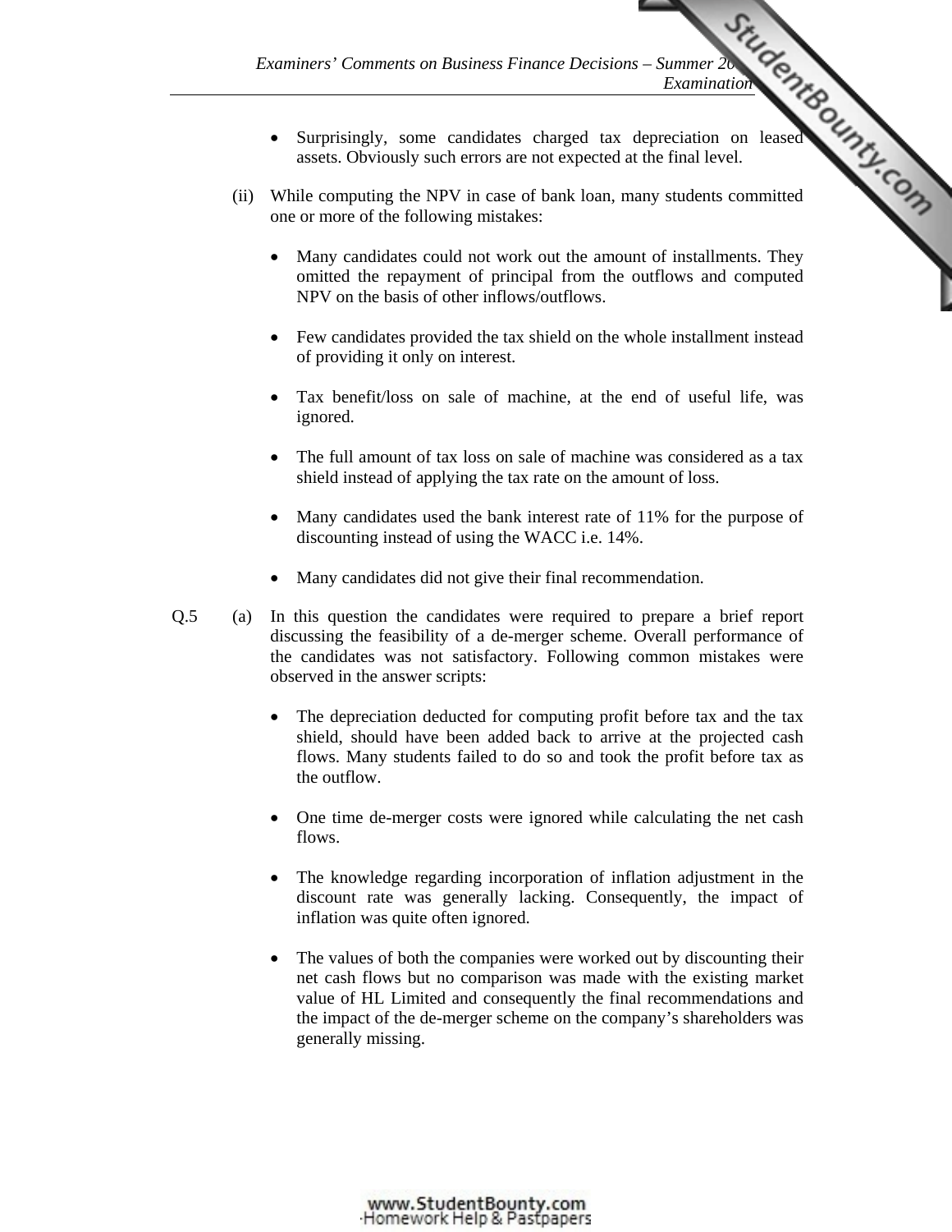- Surprisingly, some candidates charged tax depreciation on leased assets. Obviously such errors are not expected at the final level.

(ii) While computing the NPV in case of bank loan, many students committed one or more of the following mistakes:

- Many candidates could not work out the amount of installments. They omitted the repayment of principal from the outflows and computed NPV on the basis of other inflows/outflows.
- Few candidates provided the tax shield on the whole installment instead of providing it only on interest.
- Tax benefit/loss on sale of machine, at the end of useful life, was ignored.
- The full amount of tax loss on sale of machine was considered as a tax shield instead of applying the tax rate on the amount of loss.
- Many candidates used the bank interest rate of 11% for the purpose of discounting instead of using the WACC i.e. 14%.
- Many candidates did not give their final recommendation.

Q.5 (a) In this question the candidates were required to prepare a brief report discussing the feasibility of a de-merger scheme. Overall performance of the candidates was not satisfactory. Following common mistakes were observed in the answer scripts:

- The depreciation deducted for computing profit before tax and the tax shield, should have been added back to arrive at the projected cash flows. Many students failed to do so and took the profit before tax as the outflow.
- One time de-merger costs were ignored while calculating the net cash flows.
- The knowledge regarding incorporation of inflation adjustment in the discount rate was generally lacking. Consequently, the impact of inflation was quite often ignored.
- The values of both the companies were worked out by discounting their net cash flows but no comparison was made with the existing market value of HL Limited and consequently the final recommendations and the impact of the de-merger scheme on the company's shareholders was generally missing.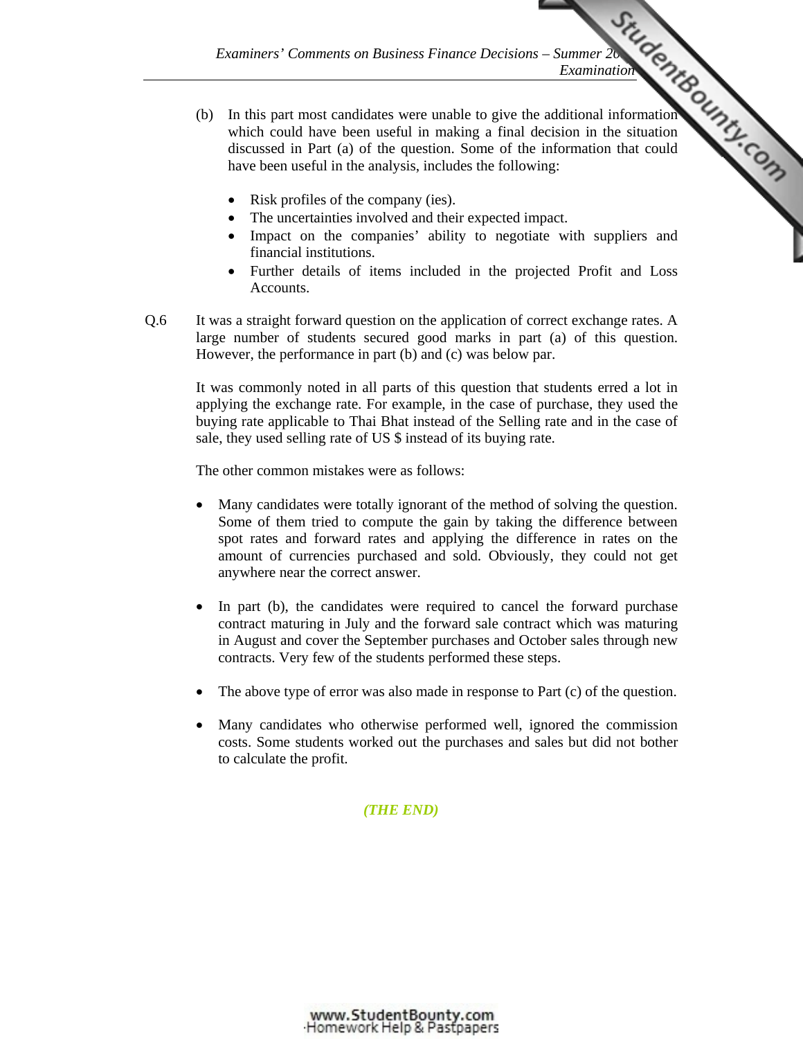(b) In this part most candidates were unable to give the additional information which could have been useful in making a final decision in the situation discussed in Part (a) of the question. Some of the information that could have been useful in the analysis, includes the following:

- Risk profiles of the company (ies).
- The uncertainties involved and their expected impact.
- Impact on the companies' ability to negotiate with suppliers and financial institutions.
- Further details of items included in the projected Profit and Loss Accounts.

Q.6 It was a straight forward question on the application of correct exchange rates. A large number of students secured good marks in part (a) of this question. However, the performance in part (b) and (c) was below par.

It was commonly noted in all parts of this question that students erred a lot in applying the exchange rate. For example, in the case of purchase, they used the buying rate applicable to Thai Bhat instead of the Selling rate and in the case of sale, they used selling rate of US $ instead of its buying rate.

The other common mistakes were as follows:

- Many candidates were totally ignorant of the method of solving the question. Some of them tried to compute the gain by taking the difference between spot rates and forward rates and applying the difference in rates on the amount of currencies purchased and sold. Obviously, they could not get anywhere near the correct answer.

- In part (b), the candidates were required to cancel the forward purchase contract maturing in July and the forward sale contract which was maturing in August and cover the September purchases and October sales through new contracts. Very few of the students performed these steps.

- The above type of error was also made in response to Part (c) of the question.

- Many candidates who otherwise performed well, ignored the commission costs. Some students worked out the purchases and sales but did not bother to calculate the profit.

***(THE END)***